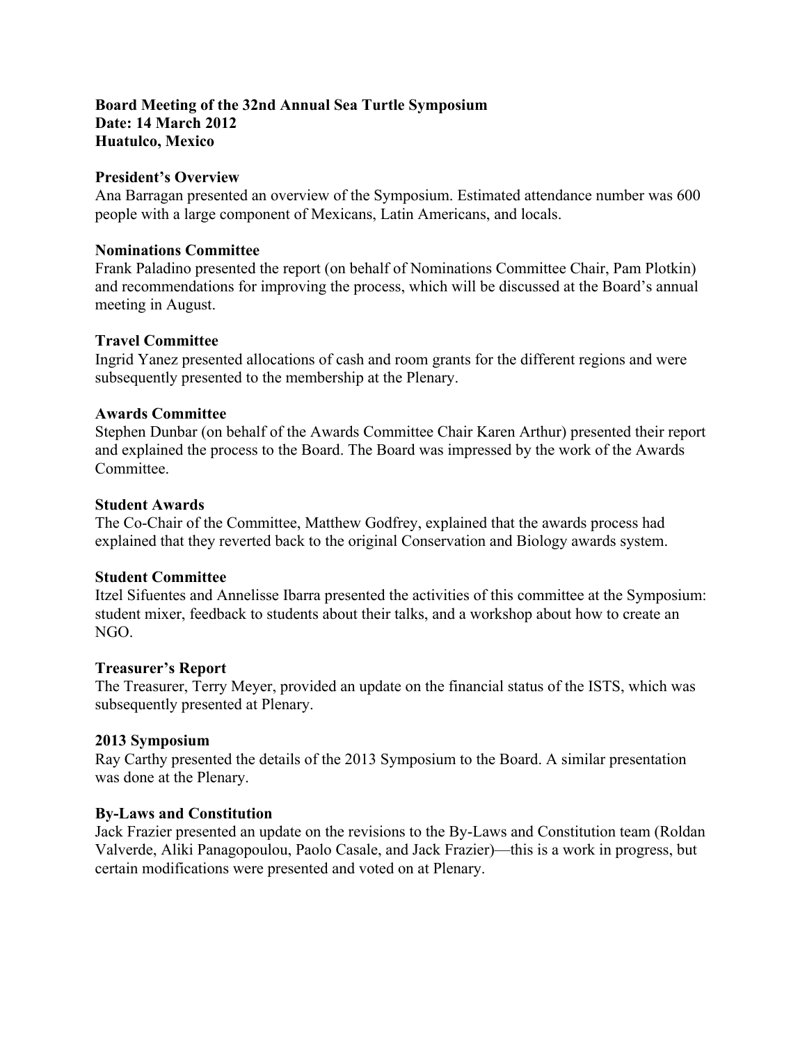**Board Meeting of the 32nd Annual Sea Turtle Symposium**
**Date: 14 March 2012**
**Huatulco, Mexico**

**President's Overview**

Ana Barragan presented an overview of the Symposium. Estimated attendance number was 600 people with a large component of Mexicans, Latin Americans, and locals.

**Nominations Committee**

Frank Paladino presented the report (on behalf of Nominations Committee Chair, Pam Plotkin) and recommendations for improving the process, which will be discussed at the Board's annual meeting in August.

**Travel Committee**

Ingrid Yanez presented allocations of cash and room grants for the different regions and were subsequently presented to the membership at the Plenary.

**Awards Committee**

Stephen Dunbar (on behalf of the Awards Committee Chair Karen Arthur) presented their report and explained the process to the Board. The Board was impressed by the work of the Awards Committee.

**Student Awards**

The Co-Chair of the Committee, Matthew Godfrey, explained that the awards process had explained that they reverted back to the original Conservation and Biology awards system.

**Student Committee**

Itzel Sifuentes and Annelisse Ibarra presented the activities of this committee at the Symposium: student mixer, feedback to students about their talks, and a workshop about how to create an NGO.

**Treasurer's Report**

The Treasurer, Terry Meyer, provided an update on the financial status of the ISTS, which was subsequently presented at Plenary.

**2013 Symposium**

Ray Carthy presented the details of the 2013 Symposium to the Board. A similar presentation was done at the Plenary.

**By-Laws and Constitution**

Jack Frazier presented an update on the revisions to the By-Laws and Constitution team (Roldan Valverde, Aliki Panagopoulou, Paolo Casale, and Jack Frazier)—this is a work in progress, but certain modifications were presented and voted on at Plenary.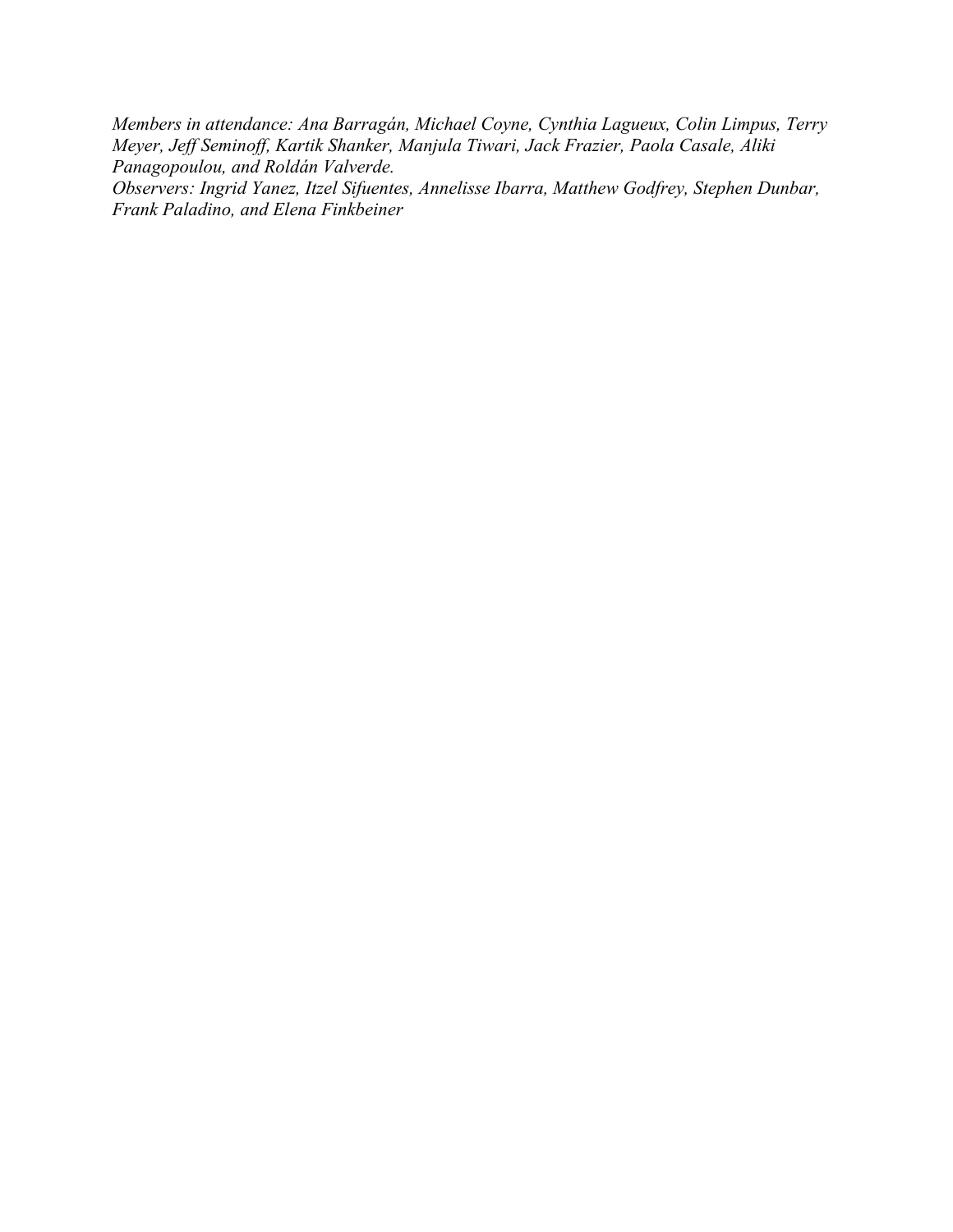*Members in attendance: Ana Barragán, Michael Coyne, Cynthia Lagueux, Colin Limpus, Terry Meyer, Jeff Seminoff, Kartik Shanker, Manjula Tiwari, Jack Frazier, Paola Casale, Aliki Panagopoulou, and Roldán Valverde.*

*Observers: Ingrid Yanez, Itzel Sifuentes, Annelisse Ibarra, Matthew Godfrey, Stephen Dunbar, Frank Paladino, and Elena Finkbeiner*